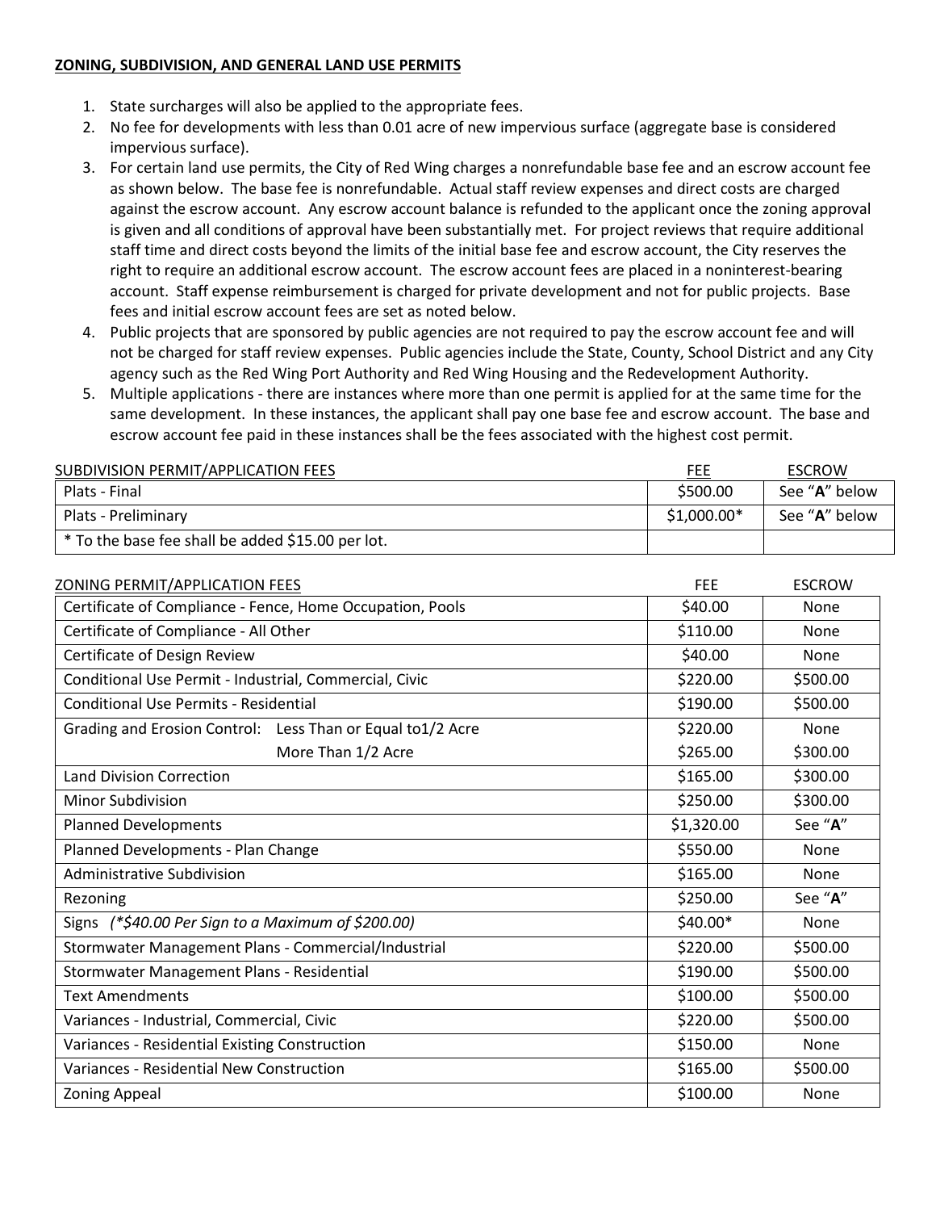**ZONING, SUBDIVISION, AND GENERAL LAND USE PERMITS**

1. State surcharges will also be applied to the appropriate fees.
2. No fee for developments with less than 0.01 acre of new impervious surface (aggregate base is considered impervious surface).
3. For certain land use permits, the City of Red Wing charges a nonrefundable base fee and an escrow account fee as shown below. The base fee is nonrefundable. Actual staff review expenses and direct costs are charged against the escrow account. Any escrow account balance is refunded to the applicant once the zoning approval is given and all conditions of approval have been substantially met. For project reviews that require additional staff time and direct costs beyond the limits of the initial base fee and escrow account, the City reserves the right to require an additional escrow account. The escrow account fees are placed in a noninterest-bearing account. Staff expense reimbursement is charged for private development and not for public projects. Base fees and initial escrow account fees are set as noted below.
4. Public projects that are sponsored by public agencies are not required to pay the escrow account fee and will not be charged for staff review expenses. Public agencies include the State, County, School District and any City agency such as the Red Wing Port Authority and Red Wing Housing and the Redevelopment Authority.
5. Multiple applications - there are instances where more than one permit is applied for at the same time for the same development. In these instances, the applicant shall pay one base fee and escrow account. The base and escrow account fee paid in these instances shall be the fees associated with the highest cost permit.

| SUBDIVISION PERMIT/APPLICATION FEES | FEE | ESCROW |
|---|---|---|
| Plats - Final | $500.00 | See "**A**" below |
| Plats - Preliminary | $1,000.00* | See "**A**" below |
| * To the base fee shall be added $15.00 per lot. | | |

| ZONING PERMIT/APPLICATION FEES | FEE | ESCROW |
|---|---|---|
| Certificate of Compliance - Fence, Home Occupation, Pools | $40.00 | None |
| Certificate of Compliance - All Other | $110.00 | None |
| Certificate of Design Review | $40.00 | None |
| Conditional Use Permit - Industrial, Commercial, Civic | $220.00 | $500.00 |
| Conditional Use Permits - Residential | $190.00 | $500.00 |
| Grading and Erosion Control: Less Than or Equal to1/2 Acre | $220.00 | None |
| More Than 1/2 Acre | $265.00 | $300.00 |
| Land Division Correction | $165.00 | $300.00 |
| Minor Subdivision | $250.00 | $300.00 |
| Planned Developments | $1,320.00 | See "**A**" |
| Planned Developments - Plan Change | $550.00 | None |
| Administrative Subdivision | $165.00 | None |
| Rezoning | $250.00 | See "**A**" |
| Signs *(*$40.00 Per Sign to a Maximum of $200.00)* | $40.00* | None |
| Stormwater Management Plans - Commercial/Industrial | $220.00 | $500.00 |
| Stormwater Management Plans - Residential | $190.00 | $500.00 |
| Text Amendments | $100.00 | $500.00 |
| Variances - Industrial, Commercial, Civic | $220.00 | $500.00 |
| Variances - Residential Existing Construction | $150.00 | None |
| Variances - Residential New Construction | $165.00 | $500.00 |
| Zoning Appeal | $100.00 | None |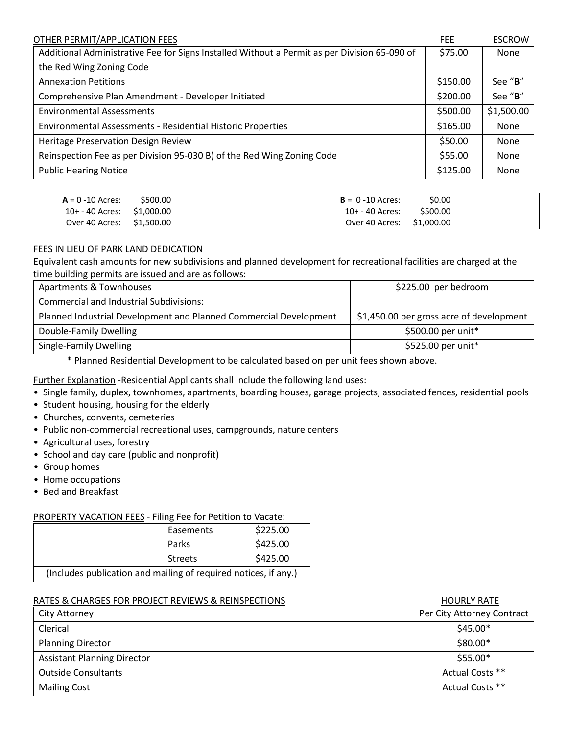| OTHER PERMIT/APPLICATION FEES | FEE | ESCROW |
|---|---|---|
| Additional Administrative Fee for Signs Installed Without a Permit as per Division 65-090 of the Red Wing Zoning Code | $75.00 | None |
| Annexation Petitions | $150.00 | See "**B**" |
| Comprehensive Plan Amendment - Developer Initiated | $200.00 | See "**B**" |
| Environmental Assessments | $500.00 | $1,500.00 |
| Environmental Assessments - Residential Historic Properties | $165.00 | None |
| Heritage Preservation Design Review | $50.00 | None |
| Reinspection Fee as per Division 95-030 B) of the Red Wing Zoning Code | $55.00 | None |
| Public Hearing Notice | $125.00 | None |

| | | | |
|---|---|---|---|
| **A** = 0 -10 Acres: | $500.00 | **B** = 0 -10 Acres: | $0.00 |
| 10+ - 40 Acres: | $1,000.00 | 10+ - 40 Acres: | $500.00 |
| Over 40 Acres: | $1,500.00 | Over 40 Acres: | $1,000.00 |

FEES IN LIEU OF PARK LAND DEDICATION

Equivalent cash amounts for new subdivisions and planned development for recreational facilities are charged at the time building permits are issued and are as follows:

| | |
|---|---|
| Apartments & Townhouses | $225.00 per bedroom |
| Commercial and Industrial Subdivisions: Planned Industrial Development and Planned Commercial Development | $1,450.00 per gross acre of development |
| Double-Family Dwelling | $500.00 per unit* |
| Single-Family Dwelling | $525.00 per unit* |

\* Planned Residential Development to be calculated based on per unit fees shown above.

Further Explanation -Residential Applicants shall include the following land uses:

- Single family, duplex, townhomes, apartments, boarding houses, garage projects, associated fences, residential pools
- Student housing, housing for the elderly
- Churches, convents, cemeteries
- Public non-commercial recreational uses, campgrounds, nature centers
- Agricultural uses, forestry
- School and day care (public and nonprofit)
- Group homes
- Home occupations
- Bed and Breakfast

PROPERTY VACATION FEES - Filing Fee for Petition to Vacate:

| | |
|---|---|
| Easements | $225.00 |
| Parks | $425.00 |
| Streets | $425.00 |
| (Includes publication and mailing of required notices, if any.) | |

| RATES & CHARGES FOR PROJECT REVIEWS & REINSPECTIONS | HOURLY RATE |
|---|---|
| City Attorney | Per City Attorney Contract |
| Clerical | $45.00* |
| Planning Director | $80.00* |
| Assistant Planning Director | $55.00* |
| Outside Consultants | Actual Costs ** |
| Mailing Cost | Actual Costs ** |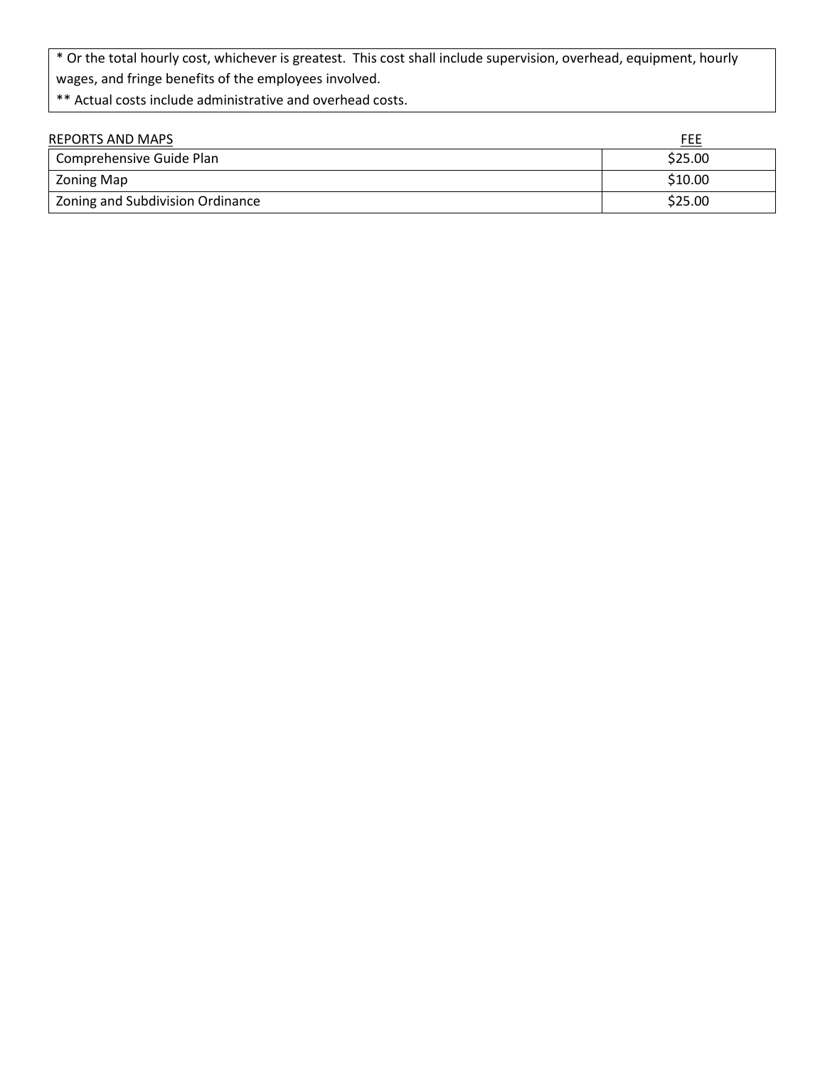* Or the total hourly cost, whichever is greatest. This cost shall include supervision, overhead, equipment, hourly wages, and fringe benefits of the employees involved.
** Actual costs include administrative and overhead costs.

| REPORTS AND MAPS | FEE |
|---|---|
| Comprehensive Guide Plan | $25.00 |
| Zoning Map | $10.00 |
| Zoning and Subdivision Ordinance | $25.00 |